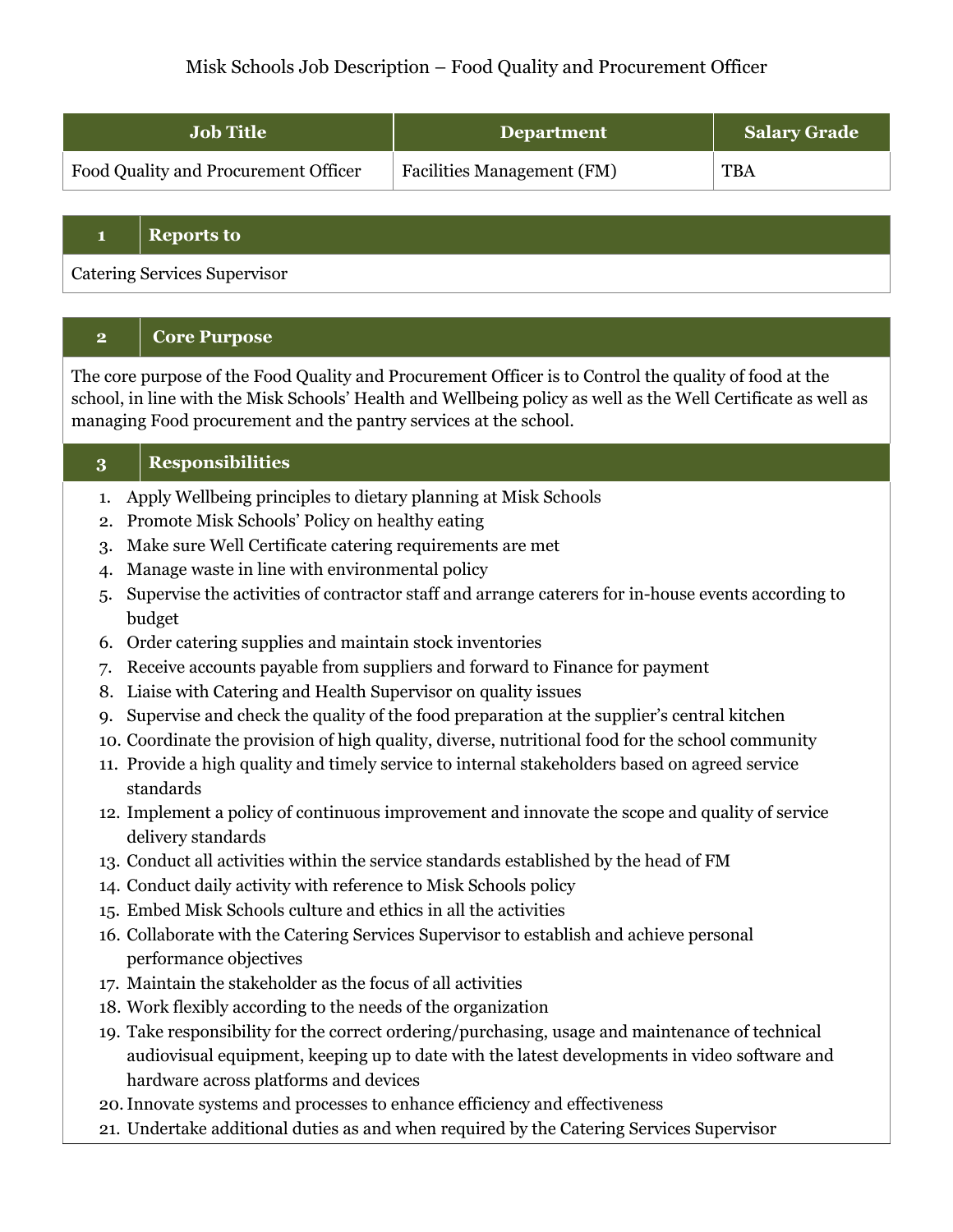Misk Schools Job Description – Food Quality and Procurement Officer

| Job Title | Department | Salary Grade |
| --- | --- | --- |
| Food Quality and Procurement Officer | Facilities Management (FM) | TBA |

| 1 | Reports to |
| --- | --- |
| Catering Services Supervisor | |

| 2 | Core Purpose |
| --- | --- |
| The core purpose of the Food Quality and Procurement Officer is to Control the quality of food at the school, in line with the Misk Schools' Health and Wellbeing policy as well as the Well Certificate as well as managing Food procurement and the pantry services at the school. | |

## 3 Responsibilities

1. Apply Wellbeing principles to dietary planning at Misk Schools
2. Promote Misk Schools' Policy on healthy eating
3. Make sure Well Certificate catering requirements are met
4. Manage waste in line with environmental policy
5. Supervise the activities of contractor staff and arrange caterers for in-house events according to budget
6. Order catering supplies and maintain stock inventories
7. Receive accounts payable from suppliers and forward to Finance for payment
8. Liaise with Catering and Health Supervisor on quality issues
9. Supervise and check the quality of the food preparation at the supplier's central kitchen
10. Coordinate the provision of high quality, diverse, nutritional food for the school community
11. Provide a high quality and timely service to internal stakeholders based on agreed service standards
12. Implement a policy of continuous improvement and innovate the scope and quality of service delivery standards
13. Conduct all activities within the service standards established by the head of FM
14. Conduct daily activity with reference to Misk Schools policy
15. Embed Misk Schools culture and ethics in all the activities
16. Collaborate with the Catering Services Supervisor to establish and achieve personal performance objectives
17. Maintain the stakeholder as the focus of all activities
18. Work flexibly according to the needs of the organization
19. Take responsibility for the correct ordering/purchasing, usage and maintenance of technical audiovisual equipment, keeping up to date with the latest developments in video software and hardware across platforms and devices
20. Innovate systems and processes to enhance efficiency and effectiveness
21. Undertake additional duties as and when required by the Catering Services Supervisor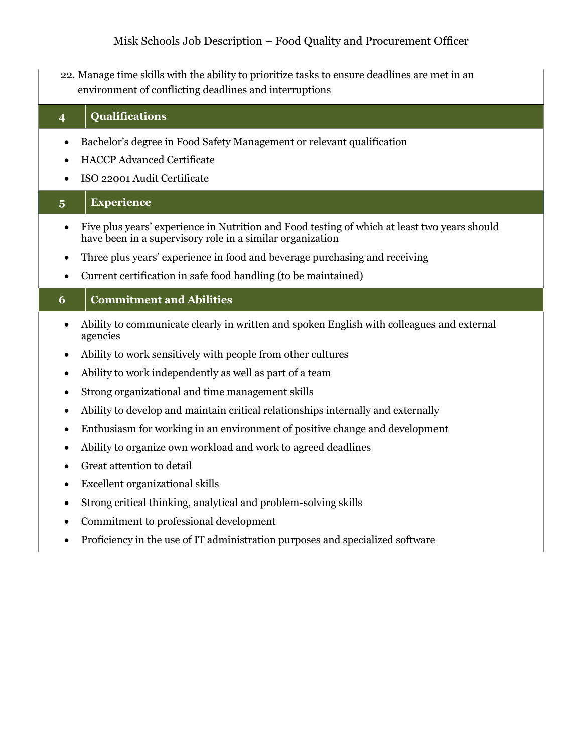22. Manage time skills with the ability to prioritize tasks to ensure deadlines are met in an environment of conflicting deadlines and interruptions

## 4 Qualifications

- Bachelor's degree in Food Safety Management or relevant qualification
- HACCP Advanced Certificate
- ISO 22001 Audit Certificate

## 5 Experience

- Five plus years' experience in Nutrition and Food testing of which at least two years should have been in a supervisory role in a similar organization
- Three plus years' experience in food and beverage purchasing and receiving
- Current certification in safe food handling (to be maintained)

## 6 Commitment and Abilities

- Ability to communicate clearly in written and spoken English with colleagues and external agencies
- Ability to work sensitively with people from other cultures
- Ability to work independently as well as part of a team
- Strong organizational and time management skills
- Ability to develop and maintain critical relationships internally and externally
- Enthusiasm for working in an environment of positive change and development
- Ability to organize own workload and work to agreed deadlines
- Great attention to detail
- Excellent organizational skills
- Strong critical thinking, analytical and problem-solving skills
- Commitment to professional development
- Proficiency in the use of IT administration purposes and specialized software